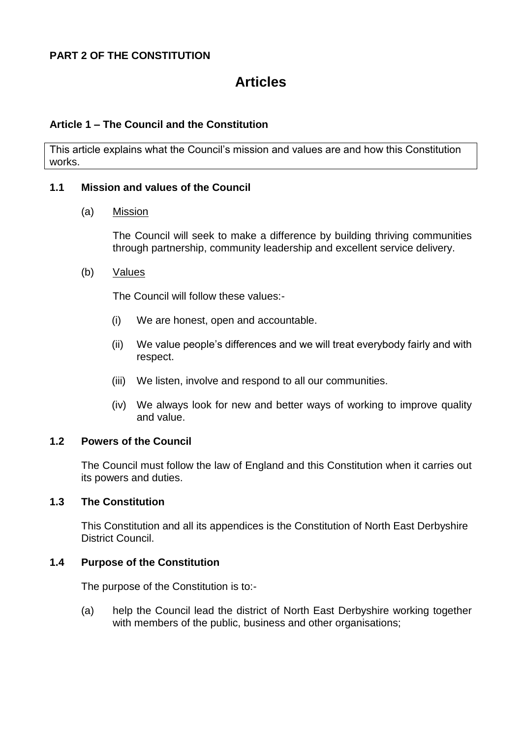**PART 2 OF THE CONSTITUTION**

# Articles

## Article 1 – The Council and the Constitution

This article explains what the Council's mission and values are and how this Constitution works.

### 1.1 Mission and values of the Council

(a) Mission

The Council will seek to make a difference by building thriving communities through partnership, community leadership and excellent service delivery.

(b) Values

The Council will follow these values:-

(i) We are honest, open and accountable.

(ii) We value people's differences and we will treat everybody fairly and with respect.

(iii) We listen, involve and respond to all our communities.

(iv) We always look for new and better ways of working to improve quality and value.

### 1.2 Powers of the Council

The Council must follow the law of England and this Constitution when it carries out its powers and duties.

### 1.3 The Constitution

This Constitution and all its appendices is the Constitution of North East Derbyshire District Council.

### 1.4 Purpose of the Constitution

The purpose of the Constitution is to:-

(a) help the Council lead the district of North East Derbyshire working together with members of the public, business and other organisations;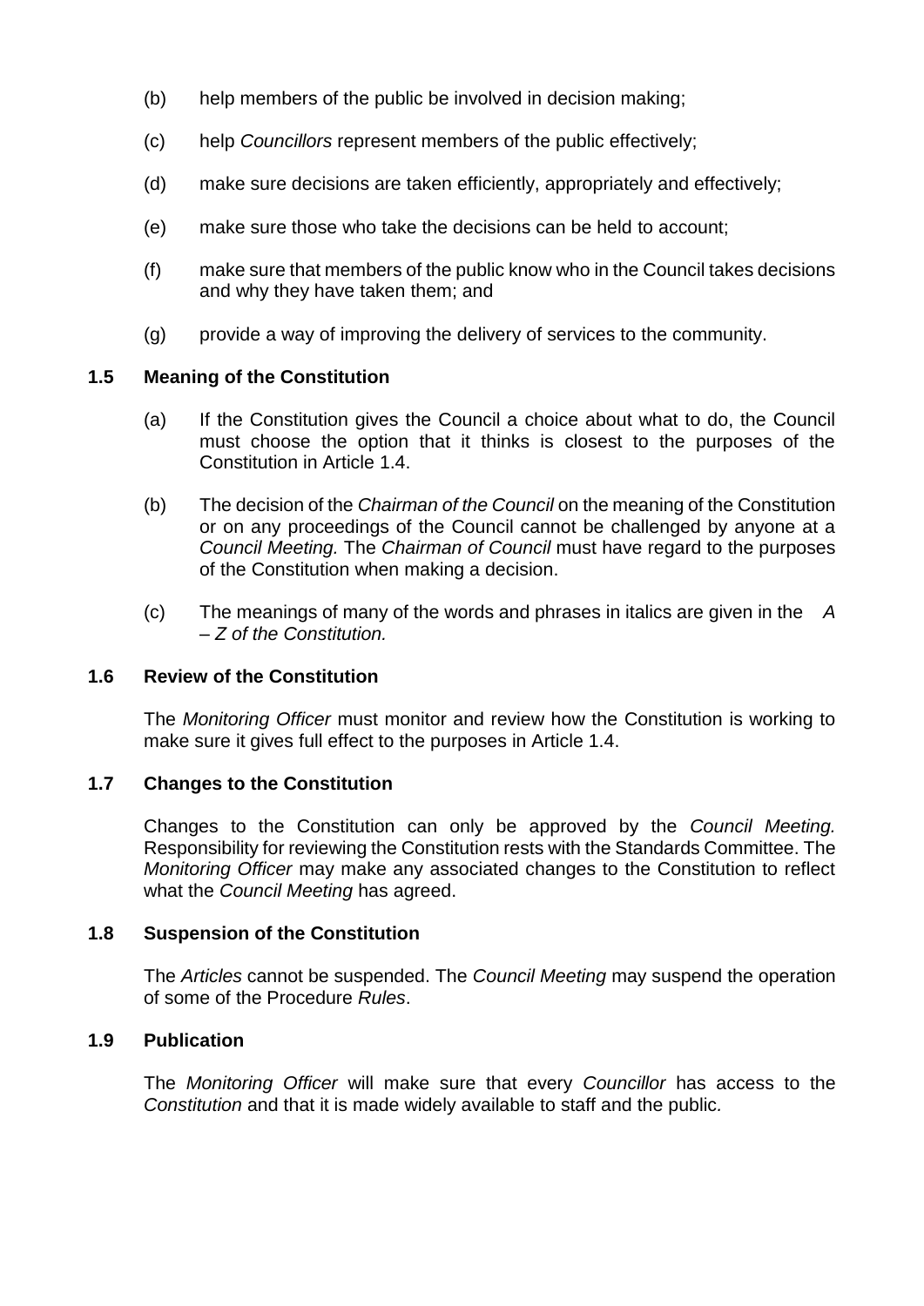(b) help members of the public be involved in decision making;

(c) help *Councillors* represent members of the public effectively;

(d) make sure decisions are taken efficiently, appropriately and effectively;

(e) make sure those who take the decisions can be held to account;

(f) make sure that members of the public know who in the Council takes decisions and why they have taken them; and

(g) provide a way of improving the delivery of services to the community.

### 1.5 Meaning of the Constitution

(a) If the Constitution gives the Council a choice about what to do, the Council must choose the option that it thinks is closest to the purposes of the Constitution in Article 1.4.

(b) The decision of the *Chairman of the Council* on the meaning of the Constitution or on any proceedings of the Council cannot be challenged by anyone at a *Council Meeting.* The *Chairman of Council* must have regard to the purposes of the Constitution when making a decision.

(c) The meanings of many of the words and phrases in italics are given in the *A – Z of the Constitution.*

### 1.6 Review of the Constitution

The *Monitoring Officer* must monitor and review how the Constitution is working to make sure it gives full effect to the purposes in Article 1.4.

### 1.7 Changes to the Constitution

Changes to the Constitution can only be approved by the *Council Meeting.* Responsibility for reviewing the Constitution rests with the Standards Committee. The *Monitoring Officer* may make any associated changes to the Constitution to reflect what the *Council Meeting* has agreed.

### 1.8 Suspension of the Constitution

The *Articles* cannot be suspended. The *Council Meeting* may suspend the operation of some of the Procedure *Rules*.

### 1.9 Publication

The *Monitoring Officer* will make sure that every *Councillor* has access to the *Constitution* and that it is made widely available to staff and the public.